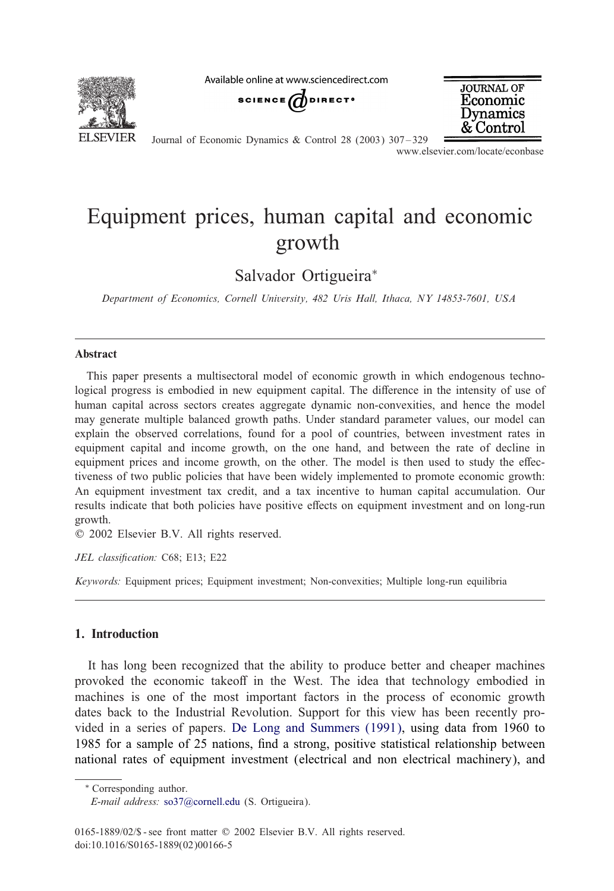# Equipment prices, human capital and economic growth

Salvador Ortigueira*

*Department of Economics, Cornell University, 482 Uris Hall, Ithaca, NY 14853-7601, USA*

## Abstract

This paper presents a multisectoral model of economic growth in which endogenous technological progress is embodied in new equipment capital. The difference in the intensity of use of human capital across sectors creates aggregate dynamic non-convexities, and hence the model may generate multiple balanced growth paths. Under standard parameter values, our model can explain the observed correlations, found for a pool of countries, between investment rates in equipment capital and income growth, on the one hand, and between the rate of decline in equipment prices and income growth, on the other. The model is then used to study the effectiveness of two public policies that have been widely implemented to promote economic growth: An equipment investment tax credit, and a tax incentive to human capital accumulation. Our results indicate that both policies have positive effects on equipment investment and on long-run growth.

© 2002 Elsevier B.V. All rights reserved.

*JEL classification:* C68; E13; E22

*Keywords:* Equipment prices; Equipment investment; Non-convexities; Multiple long-run equilibria

## 1. Introduction

It has long been recognized that the ability to produce better and cheaper machines provoked the economic takeoff in the West. The idea that technology embodied in machines is one of the most important factors in the process of economic growth dates back to the Industrial Revolution. Support for this view has been recently provided in a series of papers. De Long and Summers (1991), using data from 1960 to 1985 for a sample of 25 nations, find a strong, positive statistical relationship between national rates of equipment investment (electrical and non electrical machinery), and

---

* Corresponding author.
*E-mail address:* so37@cornell.edu (S. Ortigueira).

0165-1889/02/$ - see front matter © 2002 Elsevier B.V. All rights reserved.
doi:10.1016/S0165-1889(02)00166-5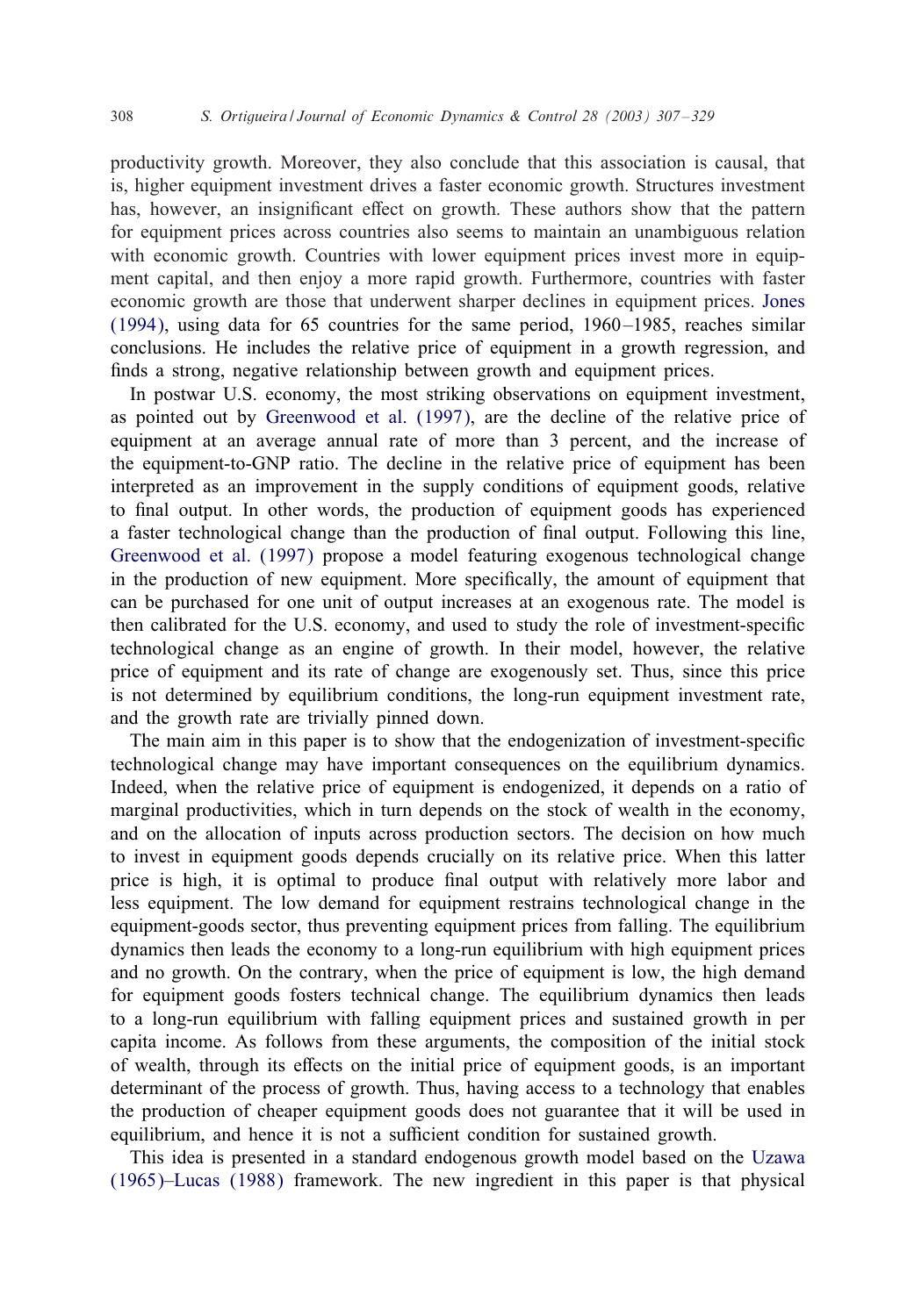productivity growth. Moreover, they also conclude that this association is causal, that is, higher equipment investment drives a faster economic growth. Structures investment has, however, an insignificant effect on growth. These authors show that the pattern for equipment prices across countries also seems to maintain an unambiguous relation with economic growth. Countries with lower equipment prices invest more in equipment capital, and then enjoy a more rapid growth. Furthermore, countries with faster economic growth are those that underwent sharper declines in equipment prices. Jones (1994), using data for 65 countries for the same period, 1960–1985, reaches similar conclusions. He includes the relative price of equipment in a growth regression, and finds a strong, negative relationship between growth and equipment prices.

In postwar U.S. economy, the most striking observations on equipment investment, as pointed out by Greenwood et al. (1997), are the decline of the relative price of equipment at an average annual rate of more than 3 percent, and the increase of the equipment-to-GNP ratio. The decline in the relative price of equipment has been interpreted as an improvement in the supply conditions of equipment goods, relative to final output. In other words, the production of equipment goods has experienced a faster technological change than the production of final output. Following this line, Greenwood et al. (1997) propose a model featuring exogenous technological change in the production of new equipment. More specifically, the amount of equipment that can be purchased for one unit of output increases at an exogenous rate. The model is then calibrated for the U.S. economy, and used to study the role of investment-specific technological change as an engine of growth. In their model, however, the relative price of equipment and its rate of change are exogenously set. Thus, since this price is not determined by equilibrium conditions, the long-run equipment investment rate, and the growth rate are trivially pinned down.

The main aim in this paper is to show that the endogenization of investment-specific technological change may have important consequences on the equilibrium dynamics. Indeed, when the relative price of equipment is endogenized, it depends on a ratio of marginal productivities, which in turn depends on the stock of wealth in the economy, and on the allocation of inputs across production sectors. The decision on how much to invest in equipment goods depends crucially on its relative price. When this latter price is high, it is optimal to produce final output with relatively more labor and less equipment. The low demand for equipment restrains technological change in the equipment-goods sector, thus preventing equipment prices from falling. The equilibrium dynamics then leads the economy to a long-run equilibrium with high equipment prices and no growth. On the contrary, when the price of equipment is low, the high demand for equipment goods fosters technical change. The equilibrium dynamics then leads to a long-run equilibrium with falling equipment prices and sustained growth in per capita income. As follows from these arguments, the composition of the initial stock of wealth, through its effects on the initial price of equipment goods, is an important determinant of the process of growth. Thus, having access to a technology that enables the production of cheaper equipment goods does not guarantee that it will be used in equilibrium, and hence it is not a sufficient condition for sustained growth.

This idea is presented in a standard endogenous growth model based on the Uzawa (1965)–Lucas (1988) framework. The new ingredient in this paper is that physical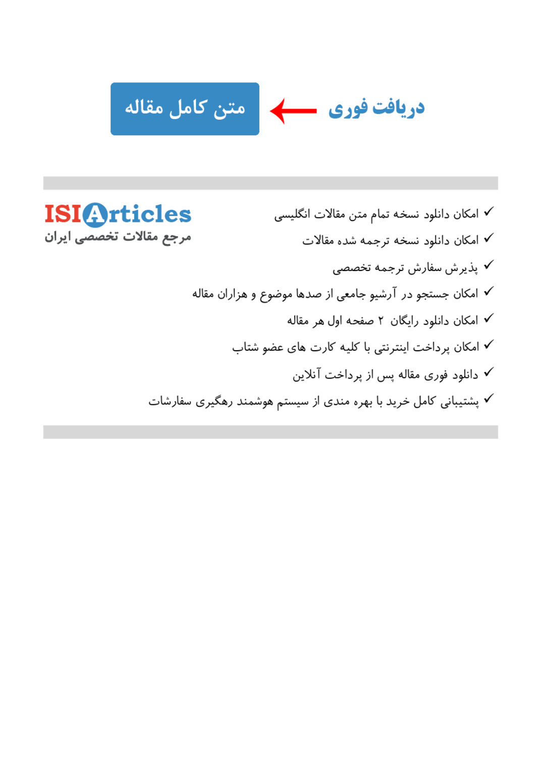دریافت فوری ← متن کامل مقاله

**ISIArticles**
مرجع مقالات تخصصی ایران

- ✓ امکان دانلود نسخه تمام متن مقالات انگلیسی
- ✓ امکان دانلود نسخه ترجمه شده مقالات
- ✓ پذیرش سفارش ترجمه تخصصی
- ✓ امکان جستجو در آرشیو جامعی از صدها موضوع و هزاران مقاله
- ✓ امکان دانلود رایگان ۲ صفحه اول هر مقاله
- ✓ امکان پرداخت اینترنتی با کلیه کارت های عضو شتاب
- ✓ دانلود فوری مقاله پس از پرداخت آنلاین
- ✓ پشتیبانی کامل خرید با بهره مندی از سیستم هوشمند رهگیری سفارشات